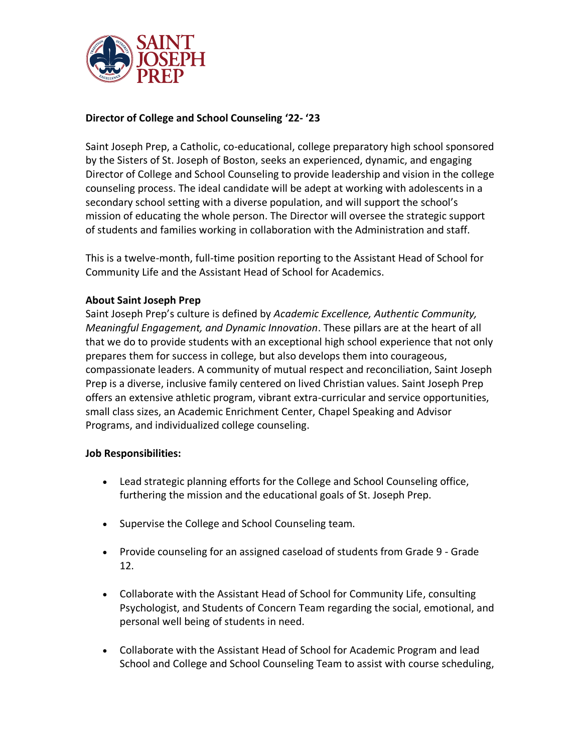SAINT JOSEPH PREP

**Director of College and School Counseling '22- '23**

Saint Joseph Prep, a Catholic, co-educational, college preparatory high school sponsored by the Sisters of St. Joseph of Boston, seeks an experienced, dynamic, and engaging Director of College and School Counseling to provide leadership and vision in the college counseling process. The ideal candidate will be adept at working with adolescents in a secondary school setting with a diverse population, and will support the school's mission of educating the whole person. The Director will oversee the strategic support of students and families working in collaboration with the Administration and staff.

This is a twelve-month, full-time position reporting to the Assistant Head of School for Community Life and the Assistant Head of School for Academics.

**About Saint Joseph Prep**

Saint Joseph Prep's culture is defined by *Academic Excellence, Authentic Community, Meaningful Engagement, and Dynamic Innovation*. These pillars are at the heart of all that we do to provide students with an exceptional high school experience that not only prepares them for success in college, but also develops them into courageous, compassionate leaders. A community of mutual respect and reconciliation, Saint Joseph Prep is a diverse, inclusive family centered on lived Christian values. Saint Joseph Prep offers an extensive athletic program, vibrant extra-curricular and service opportunities, small class sizes, an Academic Enrichment Center, Chapel Speaking and Advisor Programs, and individualized college counseling.

**Job Responsibilities:**

- Lead strategic planning efforts for the College and School Counseling office, furthering the mission and the educational goals of St. Joseph Prep.
- Supervise the College and School Counseling team.
- Provide counseling for an assigned caseload of students from Grade 9 - Grade 12.
- Collaborate with the Assistant Head of School for Community Life, consulting Psychologist, and Students of Concern Team regarding the social, emotional, and personal well being of students in need.
- Collaborate with the Assistant Head of School for Academic Program and lead School and College and School Counseling Team to assist with course scheduling,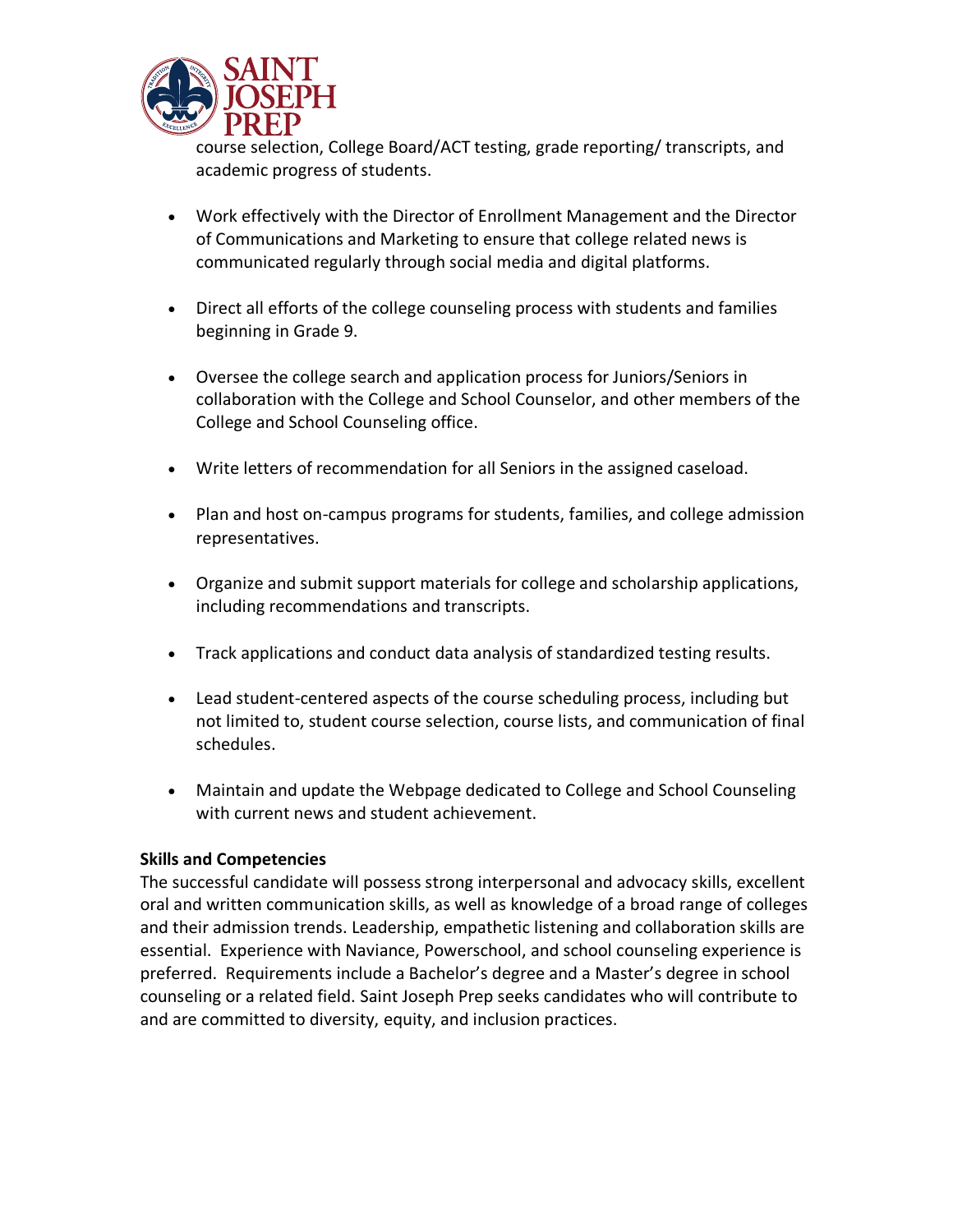course selection, College Board/ACT testing, grade reporting/ transcripts, and academic progress of students.

- Work effectively with the Director of Enrollment Management and the Director of Communications and Marketing to ensure that college related news is communicated regularly through social media and digital platforms.
- Direct all efforts of the college counseling process with students and families beginning in Grade 9.
- Oversee the college search and application process for Juniors/Seniors in collaboration with the College and School Counselor, and other members of the College and School Counseling office.
- Write letters of recommendation for all Seniors in the assigned caseload.
- Plan and host on-campus programs for students, families, and college admission representatives.
- Organize and submit support materials for college and scholarship applications, including recommendations and transcripts.
- Track applications and conduct data analysis of standardized testing results.
- Lead student-centered aspects of the course scheduling process, including but not limited to, student course selection, course lists, and communication of final schedules.
- Maintain and update the Webpage dedicated to College and School Counseling with current news and student achievement.

**Skills and Competencies**

The successful candidate will possess strong interpersonal and advocacy skills, excellent oral and written communication skills, as well as knowledge of a broad range of colleges and their admission trends. Leadership, empathetic listening and collaboration skills are essential. Experience with Naviance, Powerschool, and school counseling experience is preferred. Requirements include a Bachelor's degree and a Master's degree in school counseling or a related field. Saint Joseph Prep seeks candidates who will contribute to and are committed to diversity, equity, and inclusion practices.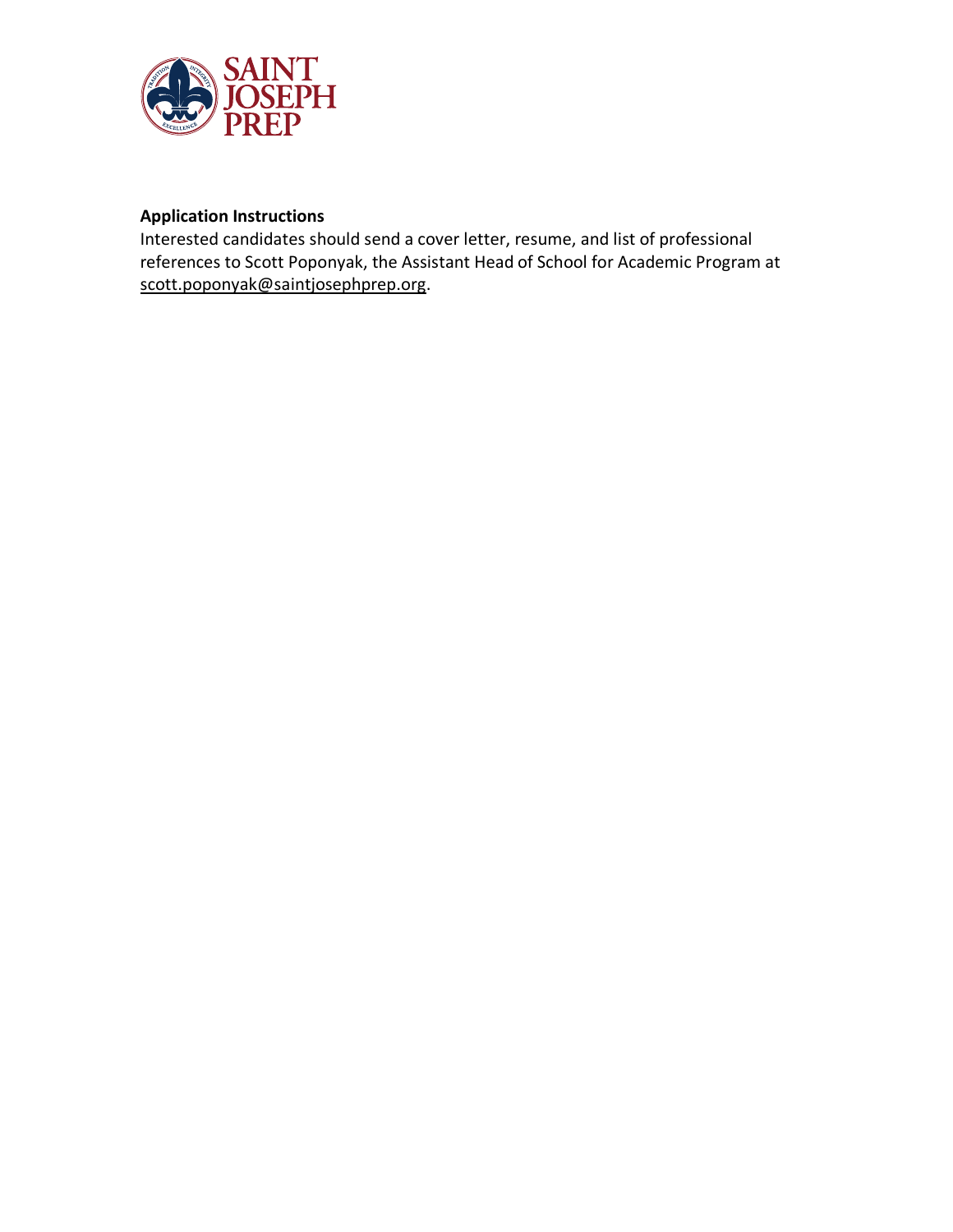**Application Instructions**

Interested candidates should send a cover letter, resume, and list of professional references to Scott Poponyak, the Assistant Head of School for Academic Program at scott.poponyak@saintjosephprep.org.